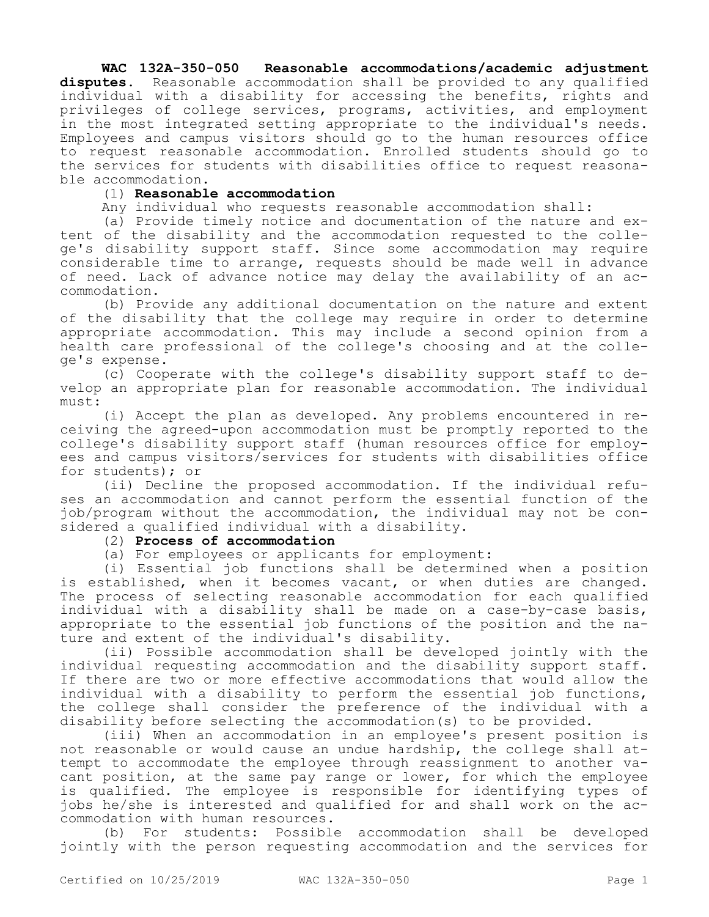**WAC 132A-350-050 Reasonable accommodations/academic adjustment disputes.** Reasonable accommodation shall be provided to any qualified individual with a disability for accessing the benefits, rights and privileges of college services, programs, activities, and employment in the most integrated setting appropriate to the individual's needs. Employees and campus visitors should go to the human resources office to request reasonable accommodation. Enrolled students should go to the services for students with disabilities office to request reasonable accommodation.

(1) **Reasonable accommodation**

Any individual who requests reasonable accommodation shall:

(a) Provide timely notice and documentation of the nature and extent of the disability and the accommodation requested to the college's disability support staff. Since some accommodation may require considerable time to arrange, requests should be made well in advance of need. Lack of advance notice may delay the availability of an accommodation.

(b) Provide any additional documentation on the nature and extent of the disability that the college may require in order to determine appropriate accommodation. This may include a second opinion from a health care professional of the college's choosing and at the college's expense.

(c) Cooperate with the college's disability support staff to develop an appropriate plan for reasonable accommodation. The individual must:

(i) Accept the plan as developed. Any problems encountered in receiving the agreed-upon accommodation must be promptly reported to the college's disability support staff (human resources office for employees and campus visitors/services for students with disabilities office for students); or

(ii) Decline the proposed accommodation. If the individual refuses an accommodation and cannot perform the essential function of the job/program without the accommodation, the individual may not be considered a qualified individual with a disability.

(2) **Process of accommodation**

(a) For employees or applicants for employment:

(i) Essential job functions shall be determined when a position is established, when it becomes vacant, or when duties are changed. The process of selecting reasonable accommodation for each qualified individual with a disability shall be made on a case-by-case basis, appropriate to the essential job functions of the position and the nature and extent of the individual's disability.

(ii) Possible accommodation shall be developed jointly with the individual requesting accommodation and the disability support staff. If there are two or more effective accommodations that would allow the individual with a disability to perform the essential job functions, the college shall consider the preference of the individual with a disability before selecting the accommodation(s) to be provided.

(iii) When an accommodation in an employee's present position is not reasonable or would cause an undue hardship, the college shall attempt to accommodate the employee through reassignment to another vacant position, at the same pay range or lower, for which the employee is qualified. The employee is responsible for identifying types of jobs he/she is interested and qualified for and shall work on the accommodation with human resources.

(b) For students: Possible accommodation shall be developed jointly with the person requesting accommodation and the services for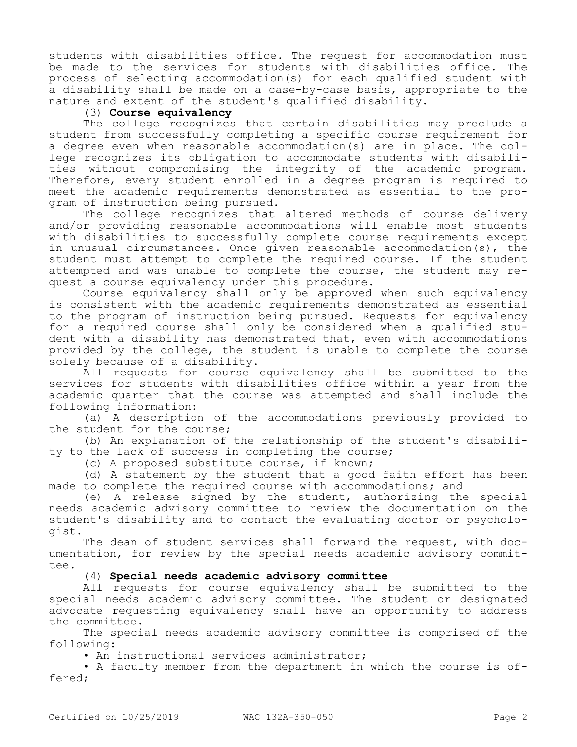students with disabilities office. The request for accommodation must be made to the services for students with disabilities office. The process of selecting accommodation(s) for each qualified student with a disability shall be made on a case-by-case basis, appropriate to the nature and extent of the student's qualified disability.

(3) **Course equivalency**

The college recognizes that certain disabilities may preclude a student from successfully completing a specific course requirement for a degree even when reasonable accommodation(s) are in place. The college recognizes its obligation to accommodate students with disabilities without compromising the integrity of the academic program. Therefore, every student enrolled in a degree program is required to meet the academic requirements demonstrated as essential to the program of instruction being pursued.

The college recognizes that altered methods of course delivery and/or providing reasonable accommodations will enable most students with disabilities to successfully complete course requirements except in unusual circumstances. Once given reasonable accommodation(s), the student must attempt to complete the required course. If the student attempted and was unable to complete the course, the student may request a course equivalency under this procedure.

Course equivalency shall only be approved when such equivalency is consistent with the academic requirements demonstrated as essential to the program of instruction being pursued. Requests for equivalency for a required course shall only be considered when a qualified student with a disability has demonstrated that, even with accommodations provided by the college, the student is unable to complete the course solely because of a disability.

All requests for course equivalency shall be submitted to the services for students with disabilities office within a year from the academic quarter that the course was attempted and shall include the following information:

(a) A description of the accommodations previously provided to the student for the course;

(b) An explanation of the relationship of the student's disability to the lack of success in completing the course;

(c) A proposed substitute course, if known;

(d) A statement by the student that a good faith effort has been made to complete the required course with accommodations; and

(e) A release signed by the student, authorizing the special needs academic advisory committee to review the documentation on the student's disability and to contact the evaluating doctor or psychologist.

The dean of student services shall forward the request, with documentation, for review by the special needs academic advisory committee.

(4) **Special needs academic advisory committee**

All requests for course equivalency shall be submitted to the special needs academic advisory committee. The student or designated advocate requesting equivalency shall have an opportunity to address the committee.

The special needs academic advisory committee is comprised of the following:

- An instructional services administrator;
- A faculty member from the department in which the course is offered;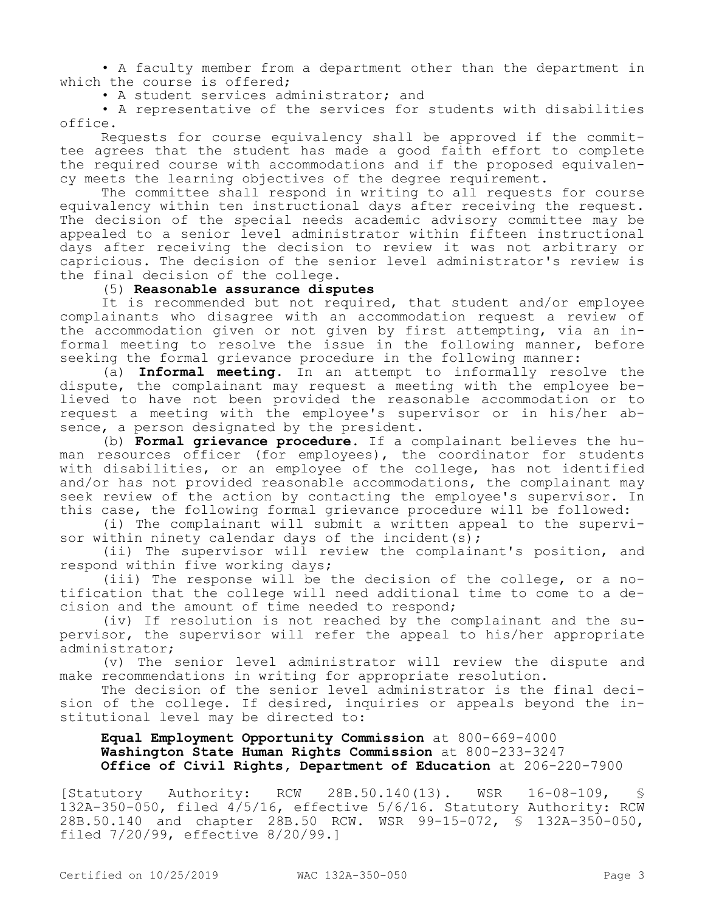• A faculty member from a department other than the department in which the course is offered;

• A student services administrator; and

• A representative of the services for students with disabilities office.

Requests for course equivalency shall be approved if the committee agrees that the student has made a good faith effort to complete the required course with accommodations and if the proposed equivalency meets the learning objectives of the degree requirement.

The committee shall respond in writing to all requests for course equivalency within ten instructional days after receiving the request. The decision of the special needs academic advisory committee may be appealed to a senior level administrator within fifteen instructional days after receiving the decision to review it was not arbitrary or capricious. The decision of the senior level administrator's review is the final decision of the college.

(5) **Reasonable assurance disputes**

It is recommended but not required, that student and/or employee complainants who disagree with an accommodation request a review of the accommodation given or not given by first attempting, via an informal meeting to resolve the issue in the following manner, before seeking the formal grievance procedure in the following manner:

(a) **Informal meeting**. In an attempt to informally resolve the dispute, the complainant may request a meeting with the employee believed to have not been provided the reasonable accommodation or to request a meeting with the employee's supervisor or in his/her absence, a person designated by the president.

(b) **Formal grievance procedure**. If a complainant believes the human resources officer (for employees), the coordinator for students with disabilities, or an employee of the college, has not identified and/or has not provided reasonable accommodations, the complainant may seek review of the action by contacting the employee's supervisor. In this case, the following formal grievance procedure will be followed:

(i) The complainant will submit a written appeal to the supervisor within ninety calendar days of the incident(s);

(ii) The supervisor will review the complainant's position, and respond within five working days;

(iii) The response will be the decision of the college, or a notification that the college will need additional time to come to a decision and the amount of time needed to respond;

(iv) If resolution is not reached by the complainant and the supervisor, the supervisor will refer the appeal to his/her appropriate administrator;

(v) The senior level administrator will review the dispute and make recommendations in writing for appropriate resolution.

The decision of the senior level administrator is the final decision of the college. If desired, inquiries or appeals beyond the institutional level may be directed to:

**Equal Employment Opportunity Commission** at 800-669-4000
**Washington State Human Rights Commission** at 800-233-3247
**Office of Civil Rights, Department of Education** at 206-220-7900

[Statutory Authority: RCW 28B.50.140(13). WSR 16-08-109, § 132A-350-050, filed 4/5/16, effective 5/6/16. Statutory Authority: RCW 28B.50.140 and chapter 28B.50 RCW. WSR 99-15-072, § 132A-350-050, filed 7/20/99, effective 8/20/99.]